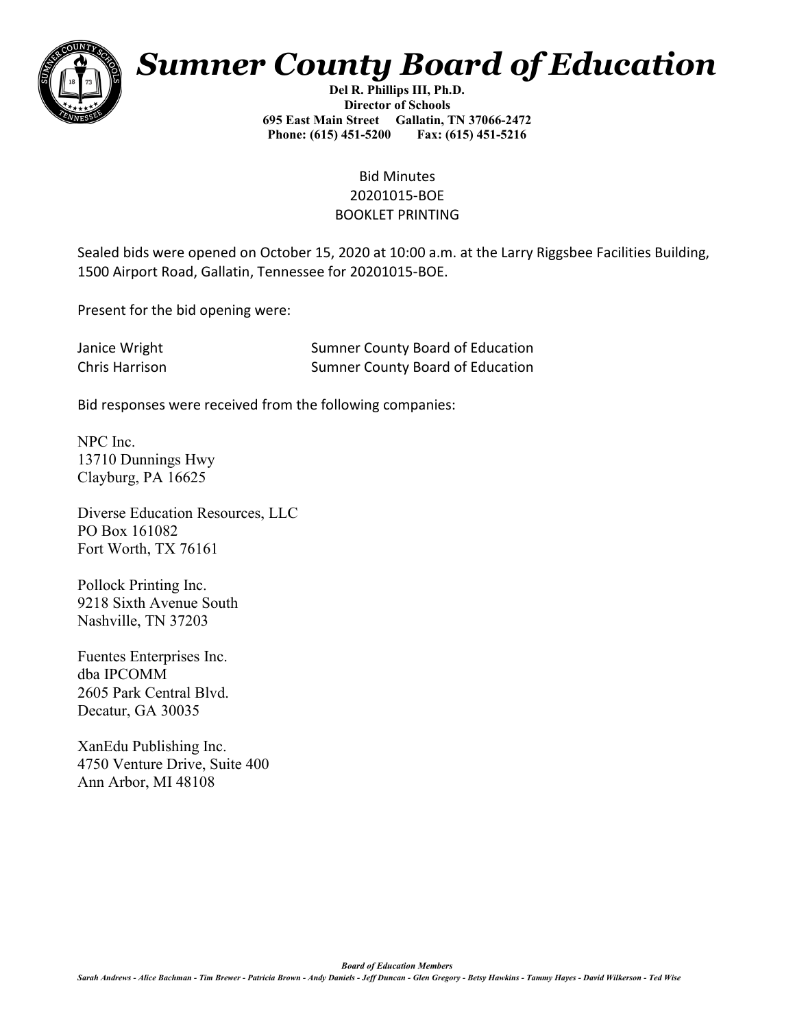# *Sumner County Board of Education*

**Del R. Phillips III, Ph.D.**
**Director of Schools**
**695 East Main Street Gallatin, TN 37066-2472**
**Phone: (615) 451-5200 Fax: (615) 451-5216**

Bid Minutes
20201015-BOE
BOOKLET PRINTING

Sealed bids were opened on October 15, 2020 at 10:00 a.m. at the Larry Riggsbee Facilities Building, 1500 Airport Road, Gallatin, Tennessee for 20201015-BOE.

Present for the bid opening were:

| | |
|---|---|
| Janice Wright | Sumner County Board of Education |
| Chris Harrison | Sumner County Board of Education |

Bid responses were received from the following companies:

NPC Inc.
13710 Dunnings Hwy
Clayburg, PA 16625

Diverse Education Resources, LLC
PO Box 161082
Fort Worth, TX 76161

Pollock Printing Inc.
9218 Sixth Avenue South
Nashville, TN 37203

Fuentes Enterprises Inc.
dba IPCOMM
2605 Park Central Blvd.
Decatur, GA 30035

XanEdu Publishing Inc.
4750 Venture Drive, Suite 400
Ann Arbor, MI 48108

***Board of Education Members***
***Sarah Andrews - Alice Bachman - Tim Brewer - Patricia Brown - Andy Daniels - Jeff Duncan - Glen Gregory - Betsy Hawkins - Tammy Hayes - David Wilkerson - Ted Wise***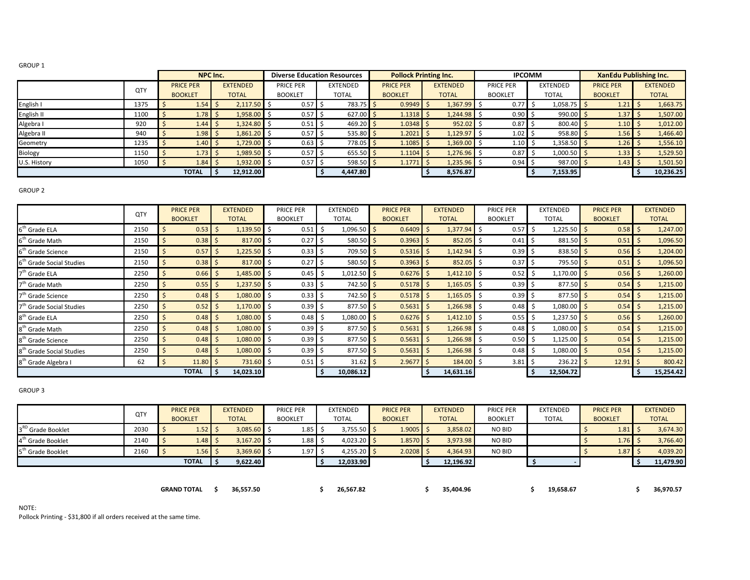GROUP 1

| | QTY | NPC Inc. | | Diverse Education Resources | | Pollock Printing Inc. | | IPCOMM | | XanEdu Publishing Inc. | |
|---|---|---|---|---|---|---|---|---|---|---|---|
| | | PRICE PER BOOKLET | EXTENDED TOTAL | PRICE PER BOOKLET | EXTENDED TOTAL | PRICE PER BOOKLET | EXTENDED TOTAL | PRICE PER BOOKLET | EXTENDED TOTAL | PRICE PER BOOKLET | EXTENDED TOTAL |
| English I | 1375 | $ 1.54 | $ 2,117.50 | $ 0.57 | $ 783.75 | $ 0.9949 | $ 1,367.99 | $ 0.77 | $ 1,058.75 | $ 1.21 | $ 1,663.75 |
| English II | 1100 | $ 1.78 | $ 1,958.00 | $ 0.57 | $ 627.00 | $ 1.1318 | $ 1,244.98 | $ 0.90 | $ 990.00 | $ 1.37 | $ 1,507.00 |
| Algebra I | 920 | $ 1.44 | $ 1,324.80 | $ 0.51 | $ 469.20 | $ 1.0348 | $ 952.02 | $ 0.87 | $ 800.40 | $ 1.10 | $ 1,012.00 |
| Algebra II | 940 | $ 1.98 | $ 1,861.20 | $ 0.57 | $ 535.80 | $ 1.2021 | $ 1,129.97 | $ 1.02 | $ 958.80 | $ 1.56 | $ 1,466.40 |
| Geometry | 1235 | $ 1.40 | $ 1,729.00 | $ 0.63 | $ 778.05 | $ 1.1085 | $ 1,369.00 | $ 1.10 | $ 1,358.50 | $ 1.26 | $ 1,556.10 |
| Biology | 1150 | $ 1.73 | $ 1,989.50 | $ 0.57 | $ 655.50 | $ 1.1104 | $ 1,276.96 | $ 0.87 | $ 1,000.50 | $ 1.33 | $ 1,529.50 |
| U.S. History | 1050 | $ 1.84 | $ 1,932.00 | $ 0.57 | $ 598.50 | $ 1.1771 | $ 1,235.96 | $ 0.94 | $ 987.00 | $ 1.43 | $ 1,501.50 |
| | | **TOTAL** | **$ 12,912.00** | | **$ 4,447.80** | | **$ 8,576.87** | | **$ 7,153.95** | | **$ 10,236.25** |

GROUP 2

| | QTY | PRICE PER BOOKLET | EXTENDED TOTAL | PRICE PER BOOKLET | EXTENDED TOTAL | PRICE PER BOOKLET | EXTENDED TOTAL | PRICE PER BOOKLET | EXTENDED TOTAL | PRICE PER BOOKLET | EXTENDED TOTAL |
|---|---|---|---|---|---|---|---|---|---|---|---|
| 6th Grade ELA | 2150 | $ 0.53 | $ 1,139.50 | $ 0.51 | $ 1,096.50 | $ 0.6409 | $ 1,377.94 | $ 0.57 | $ 1,225.50 | $ 0.58 | $ 1,247.00 |
| 6th Grade Math | 2150 | $ 0.38 | $ 817.00 | $ 0.27 | $ 580.50 | $ 0.3963 | $ 852.05 | $ 0.41 | $ 881.50 | $ 0.51 | $ 1,096.50 |
| 6th Grade Science | 2150 | $ 0.57 | $ 1,225.50 | $ 0.33 | $ 709.50 | $ 0.5316 | $ 1,142.94 | $ 0.39 | $ 838.50 | $ 0.56 | $ 1,204.00 |
| 6th Grade Social Studies | 2150 | $ 0.38 | $ 817.00 | $ 0.27 | $ 580.50 | $ 0.3963 | $ 852.05 | $ 0.37 | $ 795.50 | $ 0.51 | $ 1,096.50 |
| 7th Grade ELA | 2250 | $ 0.66 | $ 1,485.00 | $ 0.45 | $ 1,012.50 | $ 0.6276 | $ 1,412.10 | $ 0.52 | $ 1,170.00 | $ 0.56 | $ 1,260.00 |
| 7th Grade Math | 2250 | $ 0.55 | $ 1,237.50 | $ 0.33 | $ 742.50 | $ 0.5178 | $ 1,165.05 | $ 0.39 | $ 877.50 | $ 0.54 | $ 1,215.00 |
| 7th Grade Science | 2250 | $ 0.48 | $ 1,080.00 | $ 0.33 | $ 742.50 | $ 0.5178 | $ 1,165.05 | $ 0.39 | $ 877.50 | $ 0.54 | $ 1,215.00 |
| 7th Grade Social Studies | 2250 | $ 0.52 | $ 1,170.00 | $ 0.39 | $ 877.50 | $ 0.5631 | $ 1,266.98 | $ 0.48 | $ 1,080.00 | $ 0.54 | $ 1,215.00 |
| 8th Grade ELA | 2250 | $ 0.48 | $ 1,080.00 | $ 0.48 | $ 1,080.00 | $ 0.6276 | $ 1,412.10 | $ 0.55 | $ 1,237.50 | $ 0.56 | $ 1,260.00 |
| 8th Grade Math | 2250 | $ 0.48 | $ 1,080.00 | $ 0.39 | $ 877.50 | $ 0.5631 | $ 1,266.98 | $ 0.48 | $ 1,080.00 | $ 0.54 | $ 1,215.00 |
| 8th Grade Science | 2250 | $ 0.48 | $ 1,080.00 | $ 0.39 | $ 877.50 | $ 0.5631 | $ 1,266.98 | $ 0.50 | $ 1,125.00 | $ 0.54 | $ 1,215.00 |
| 8th Grade Social Studies | 2250 | $ 0.48 | $ 1,080.00 | $ 0.39 | $ 877.50 | $ 0.5631 | $ 1,266.98 | $ 0.48 | $ 1,080.00 | $ 0.54 | $ 1,215.00 |
| 8th Grade Algebra I | 62 | $ 11.80 | $ 731.60 | $ 0.51 | $ 31.62 | $ 2.9677 | $ 184.00 | $ 3.81 | $ 236.22 | $ 12.91 | $ 800.42 |
| | | **TOTAL** | **$ 14,023.10** | | **$ 10,086.12** | | **$ 14,631.16** | | **$ 12,504.72** | | **$ 15,254.42** |

GROUP 3

| | QTY | PRICE PER BOOKLET | EXTENDED TOTAL | PRICE PER BOOKLET | EXTENDED TOTAL | PRICE PER BOOKLET | EXTENDED TOTAL | PRICE PER BOOKLET | EXTENDED TOTAL | PRICE PER BOOKLET | EXTENDED TOTAL |
|---|---|---|---|---|---|---|---|---|---|---|---|
| 3RD Grade Booklet | 2030 | $ 1.52 | $ 3,085.60 | $ 1.85 | $ 3,755.50 | $ 1.9005 | $ 3,858.02 | NO BID | | $ 1.81 | $ 3,674.30 |
| 4th Grade Booklet | 2140 | $ 1.48 | $ 3,167.20 | $ 1.88 | $ 4,023.20 | $ 1.8570 | $ 3,973.98 | NO BID | | $ 1.76 | $ 3,766.40 |
| 5th Grade Booklet | 2160 | $ 1.56 | $ 3,369.60 | $ 1.97 | $ 4,255.20 | $ 2.0208 | $ 4,364.93 | NO BID | | $ 1.87 | $ 4,039.20 |
| | | **TOTAL** | **$ 9,622.40** | | **$ 12,033.90** | | **$ 12,196.92** | | **$ -** | | **$ 11,479.90** |

| | | | | | | | | | | | |
|---|---|---|---|---|---|---|---|---|---|---|---|
| | | **GRAND TOTAL** | **$ 36,557.50** | | **$ 26,567.82** | | **$ 35,404.96** | | **$ 19,658.67** | | **$ 36,970.57** |

NOTE:
Pollock Printing - $31,800 if all orders received at the same time.